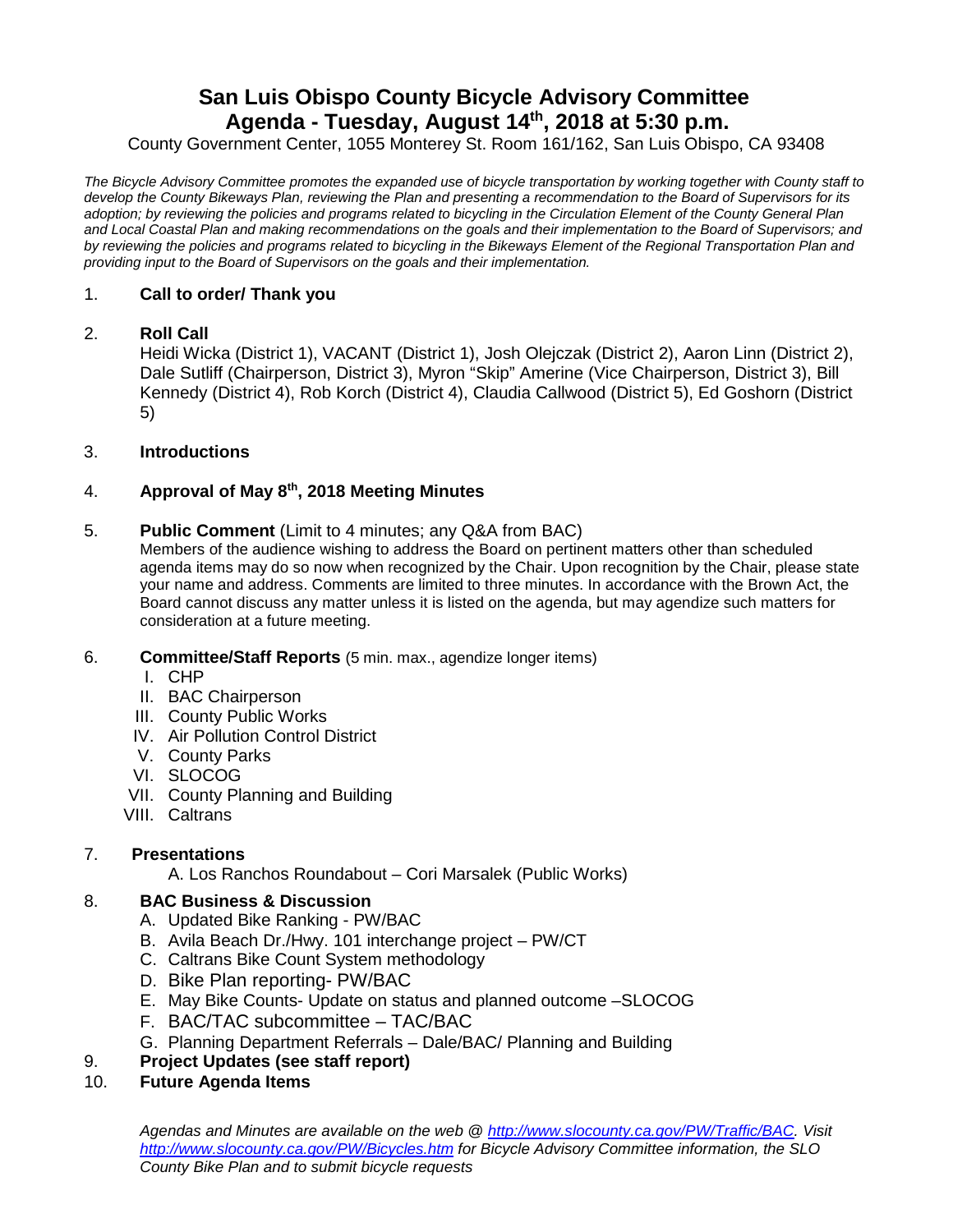# San Luis Obispo County Bicycle Advisory Committee

## Agenda - Tuesday, August 14th, 2018 at 5:30 p.m.

County Government Center, 1055 Monterey St. Room 161/162, San Luis Obispo, CA 93408

*The Bicycle Advisory Committee promotes the expanded use of bicycle transportation by working together with County staff to develop the County Bikeways Plan, reviewing the Plan and presenting a recommendation to the Board of Supervisors for its adoption; by reviewing the policies and programs related to bicycling in the Circulation Element of the County General Plan and Local Coastal Plan and making recommendations on the goals and their implementation to the Board of Supervisors; and by reviewing the policies and programs related to bicycling in the Bikeways Element of the Regional Transportation Plan and providing input to the Board of Supervisors on the goals and their implementation.*

1. **Call to order/ Thank you**

2. **Roll Call**
   Heidi Wicka (District 1), VACANT (District 1), Josh Olejczak (District 2), Aaron Linn (District 2), Dale Sutliff (Chairperson, District 3), Myron "Skip" Amerine (Vice Chairperson, District 3), Bill Kennedy (District 4), Rob Korch (District 4), Claudia Callwood (District 5), Ed Goshorn (District 5)

3. **Introductions**

4. **Approval of May 8th, 2018 Meeting Minutes**

5. **Public Comment** (Limit to 4 minutes; any Q&A from BAC)
   Members of the audience wishing to address the Board on pertinent matters other than scheduled agenda items may do so now when recognized by the Chair. Upon recognition by the Chair, please state your name and address. Comments are limited to three minutes. In accordance with the Brown Act, the Board cannot discuss any matter unless it is listed on the agenda, but may agendize such matters for consideration at a future meeting.

6. **Committee/Staff Reports** (5 min. max., agendize longer items)
   I. CHP
   II. BAC Chairperson
   III. County Public Works
   IV. Air Pollution Control District
   V. County Parks
   VI. SLOCOG
   VII. County Planning and Building
   VIII. Caltrans

7. **Presentations**
   A. Los Ranchos Roundabout – Cori Marsalek (Public Works)

8. **BAC Business & Discussion**
   A. Updated Bike Ranking - PW/BAC
   B. Avila Beach Dr./Hwy. 101 interchange project – PW/CT
   C. Caltrans Bike Count System methodology
   D. Bike Plan reporting- PW/BAC
   E. May Bike Counts- Update on status and planned outcome –SLOCOG
   F. BAC/TAC subcommittee – TAC/BAC
   G. Planning Department Referrals – Dale/BAC/ Planning and Building

9. **Project Updates (see staff report)**

10. **Future Agenda Items**

*Agendas and Minutes are available on the web @ http://www.slocounty.ca.gov/PW/Traffic/BAC. Visit http://www.slocounty.ca.gov/PW/Bicycles.htm for Bicycle Advisory Committee information, the SLO County Bike Plan and to submit bicycle requests*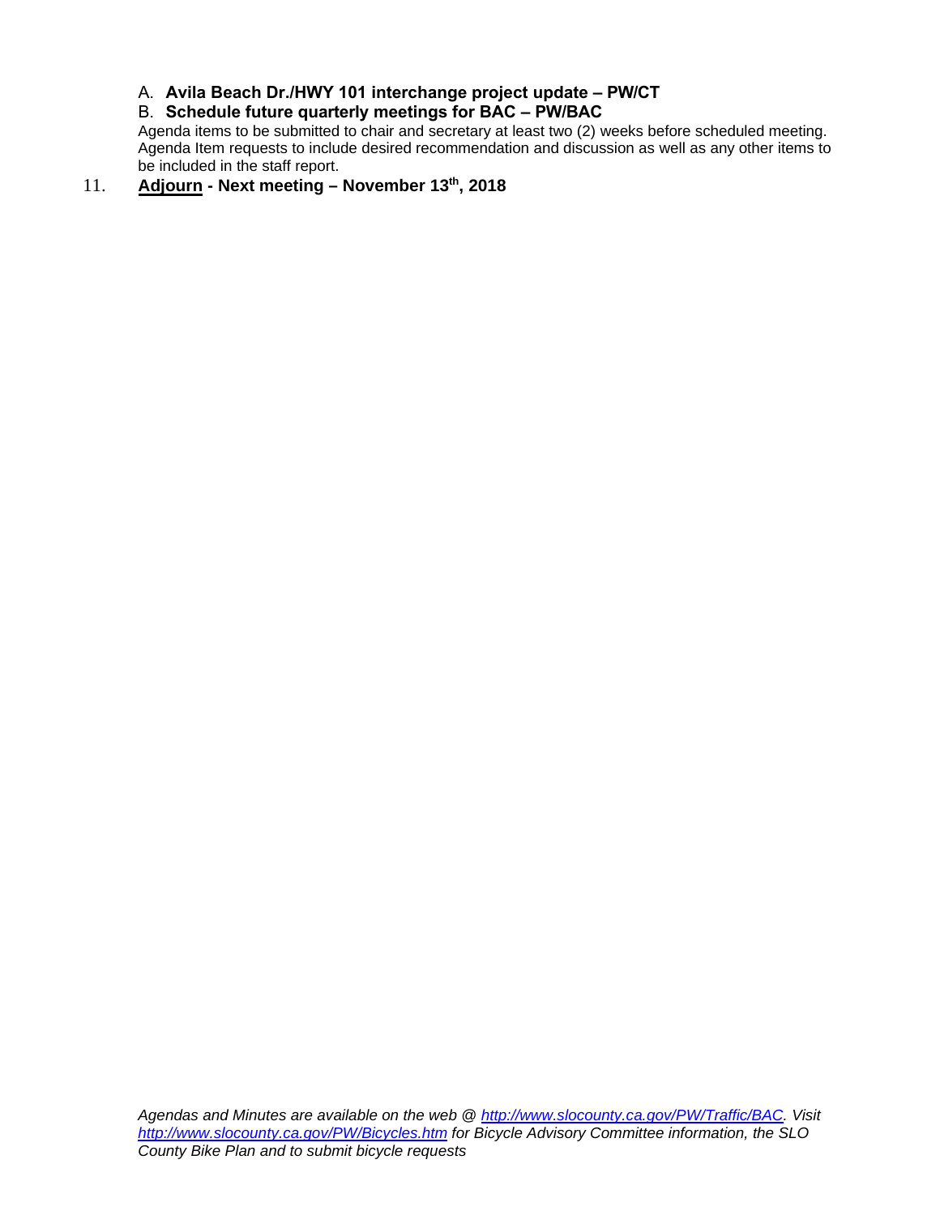A. **Avila Beach Dr./HWY 101 interchange project update – PW/CT**

B. **Schedule future quarterly meetings for BAC – PW/BAC**

Agenda items to be submitted to chair and secretary at least two (2) weeks before scheduled meeting. Agenda Item requests to include desired recommendation and discussion as well as any other items to be included in the staff report.

11. **Adjourn - Next meeting – November 13th, 2018**

*Agendas and Minutes are available on the web @ http://www.slocounty.ca.gov/PW/Traffic/BAC. Visit http://www.slocounty.ca.gov/PW/Bicycles.htm for Bicycle Advisory Committee information, the SLO County Bike Plan and to submit bicycle requests*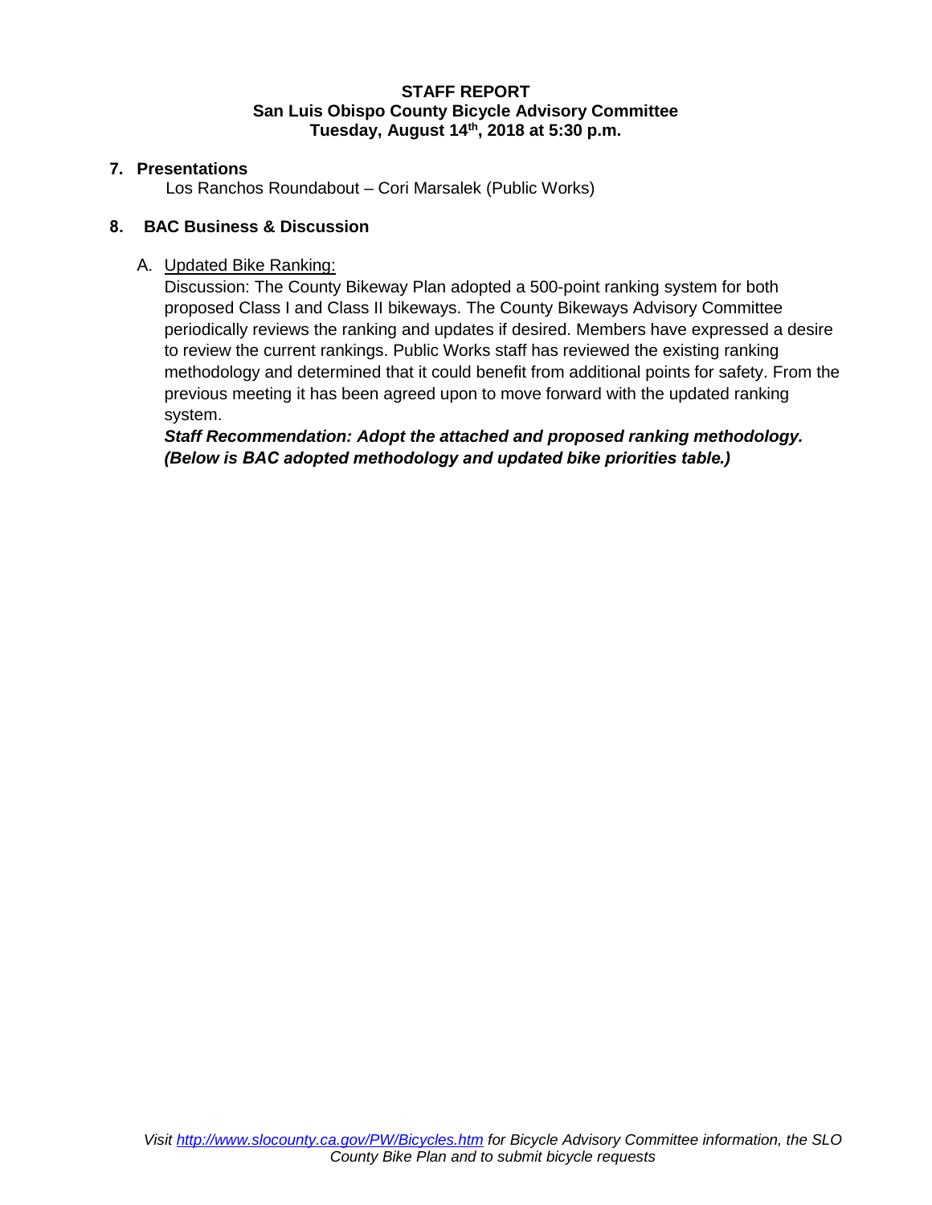**STAFF REPORT**
**San Luis Obispo County Bicycle Advisory Committee**
**Tuesday, August 14th, 2018 at 5:30 p.m.**

**7. Presentations**

Los Ranchos Roundabout – Cori Marsalek (Public Works)

**8. BAC Business & Discussion**

A. Updated Bike Ranking:

Discussion: The County Bikeway Plan adopted a 500-point ranking system for both proposed Class I and Class II bikeways. The County Bikeways Advisory Committee periodically reviews the ranking and updates if desired. Members have expressed a desire to review the current rankings. Public Works staff has reviewed the existing ranking methodology and determined that it could benefit from additional points for safety. From the previous meeting it has been agreed upon to move forward with the updated ranking system.

***Staff Recommendation: Adopt the attached and proposed ranking methodology. (Below is BAC adopted methodology and updated bike priorities table.)***

*Visit http://www.slocounty.ca.gov/PW/Bicycles.htm for Bicycle Advisory Committee information, the SLO County Bike Plan and to submit bicycle requests*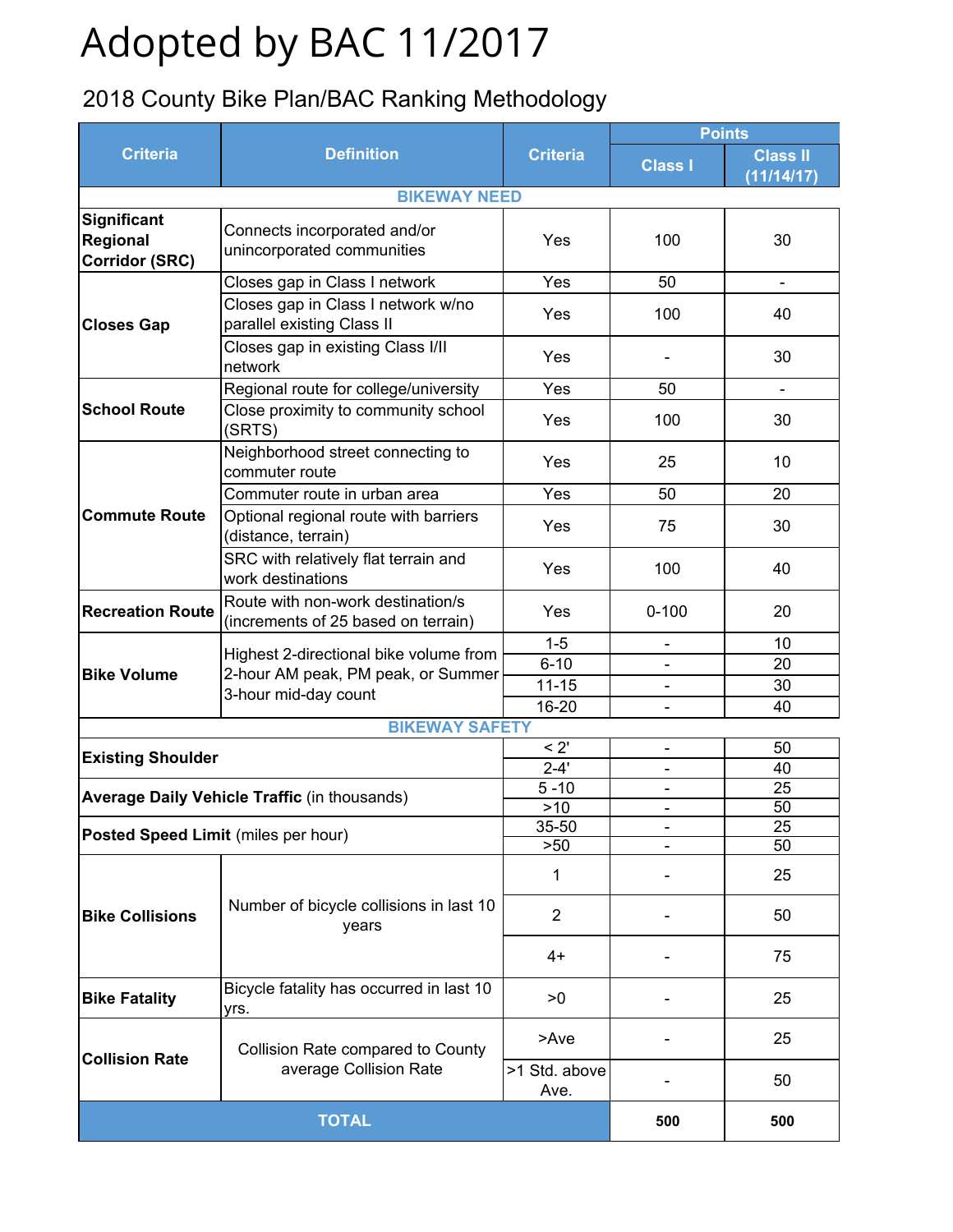# Adopted by BAC 11/2017

## 2018 County Bike Plan/BAC Ranking Methodology

| Criteria | Definition | Criteria | Points | |
|---|---|---|---|---|
| | | | Class I | Class II (11/14/17) |
| **BIKEWAY NEED** | | | | |
| **Significant Regional Corridor (SRC)** | Connects incorporated and/or unincorporated communities | Yes | 100 | 30 |
| **Closes Gap** | Closes gap in Class I network | Yes | 50 | - |
| | Closes gap in Class I network w/no parallel existing Class II | Yes | 100 | 40 |
| | Closes gap in existing Class I/II network | Yes | - | 30 |
| **School Route** | Regional route for college/university | Yes | 50 | - |
| | Close proximity to community school (SRTS) | Yes | 100 | 30 |
| **Commute Route** | Neighborhood street connecting to commuter route | Yes | 25 | 10 |
| | Commuter route in urban area | Yes | 50 | 20 |
| | Optional regional route with barriers (distance, terrain) | Yes | 75 | 30 |
| | SRC with relatively flat terrain and work destinations | Yes | 100 | 40 |
| **Recreation Route** | Route with non-work destination/s (increments of 25 based on terrain) | Yes | 0-100 | 20 |
| **Bike Volume** | Highest 2-directional bike volume from 2-hour AM peak, PM peak, or Summer 3-hour mid-day count | 1-5 | - | 10 |
| | | 6-10 | - | 20 |
| | | 11-15 | - | 30 |
| | | 16-20 | - | 40 |
| **BIKEWAY SAFETY** | | | | |
| **Existing Shoulder** | | < 2' | - | 50 |
| | | 2-4' | - | 40 |
| **Average Daily Vehicle Traffic** (in thousands) | | 5 -10 | - | 25 |
| | | >10 | - | 50 |
| **Posted Speed Limit** (miles per hour) | | 35-50 | - | 25 |
| | | >50 | - | 50 |
| **Bike Collisions** | Number of bicycle collisions in last 10 years | 1 | - | 25 |
| | | 2 | - | 50 |
| | | 4+ | - | 75 |
| **Bike Fatality** | Bicycle fatality has occurred in last 10 yrs. | >0 | - | 25 |
| **Collision Rate** | Collision Rate compared to County average Collision Rate | >Ave | - | 25 |
| | | >1 Std. above Ave. | - | 50 |
| **TOTAL** | | | **500** | **500** |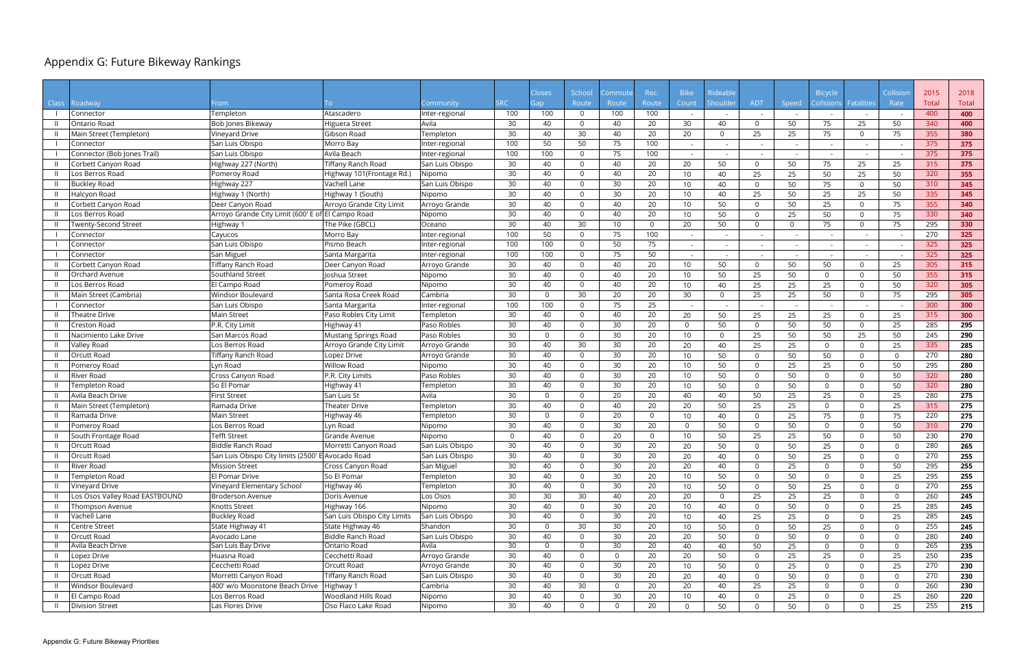# Appendix G: Future Bikeway Rankings

| Class | Roadway | From | To | Community | SRC | Closes Gap | School Route | Commute Route | Rec. Route | Bike Count | Rideable Shoulder | ADT | Speed | Bicycle Collsiions | Fatalities | Collision Rate | 2015 Total | 2018 Total |
|---|---|---|---|---|---|---|---|---|---|---|---|---|---|---|---|---|---|---|
| I | Connector | Templeton | Atascadero | Inter-regional | 100 | 100 | 0 | 100 | 100 | - | - | - | - | - | - | - | 400 | **400** |
| II | Ontario Road | Bob Jones Bikeway | Higuera Street | Avila | 30 | 40 | 0 | 40 | 20 | 30 | 40 | 0 | 50 | 75 | 25 | 50 | 340 | **400** |
| II | Main Street (Templeton) | Vineyard Drive | Gibson Road | Templeton | 30 | 40 | 30 | 40 | 20 | 20 | 0 | 25 | 25 | 75 | 0 | 75 | 355 | **380** |
| I | Connector | San Luis Obispo | Morro Bay | Inter-regional | 100 | 50 | 50 | 75 | 100 | - | - | - | - | - | - | - | 375 | **375** |
| I | Connector (Bob Jones Trail) | San Luis Obispo | Avila Beach | Inter-regional | 100 | 100 | 0 | 75 | 100 | - | - | - | - | - | - | - | 375 | **375** |
| II | Corbett Canyon Road | Highway 227 (North) | Tiffany Ranch Road | San Luis Obispo | 30 | 40 | 0 | 40 | 20 | 20 | 50 | 0 | 50 | 75 | 25 | 25 | 315 | **375** |
| II | Los Berros Road | Pomeroy Road | Highway 101(Frontage Rd.) | Nipomo | 30 | 40 | 0 | 40 | 20 | 10 | 40 | 25 | 25 | 50 | 25 | 50 | 320 | **355** |
| II | Buckley Road | Highway 227 | Vachell Lane | San Luis Obispo | 30 | 40 | 0 | 30 | 20 | 10 | 40 | 0 | 50 | 75 | 0 | 50 | 310 | **345** |
| II | Halcyon Road | Highway 1 (North) | Highway 1 (South) | Nipomo | 30 | 40 | 0 | 30 | 20 | 10 | 40 | 25 | 50 | 25 | 25 | 50 | 335 | **345** |
| II | Corbett Canyon Road | Deer Canyon Road | Arroyo Grande City Limit | Arroyo Grande | 30 | 40 | 0 | 40 | 20 | 10 | 50 | 0 | 50 | 25 | 0 | 75 | 355 | **340** |
| II | Los Berros Road | Arroyo Grande City Limit (600' E of | El Campo Road | Nipomo | 30 | 40 | 0 | 40 | 20 | 10 | 50 | 0 | 25 | 50 | 0 | 75 | 330 | **340** |
| II | Twenty-Second Street | Highway 1 | The Pike (GBCL) | Oceano | 30 | 40 | 30 | 10 | 0 | 20 | 50 | 0 | 0 | 75 | 0 | 75 | 295 | **330** |
| I | Connector | Cayucos | Morro Bay | Inter-regional | 100 | 50 | 0 | 75 | 100 | - | - | - | - | - | - | - | 270 | **325** |
| I | Connector | San Luis Obispo | Pismo Beach | Inter-regional | 100 | 100 | 0 | 50 | 75 | - | - | - | - | - | - | - | 325 | **325** |
| I | Connector | San Miguel | Santa Margarita | Inter-regional | 100 | 100 | 0 | 75 | 50 | - | - | - | - | - | - | - | 325 | **325** |
| II | Corbett Canyon Road | Tiffany Ranch Road | Deer Canyon Road | Arroyo Grande | 30 | 40 | 0 | 40 | 20 | 10 | 50 | 0 | 50 | 50 | 0 | 25 | 305 | **315** |
| II | Orchard Avenue | Southland Street | Joshua Street | Nipomo | 30 | 40 | 0 | 40 | 20 | 10 | 50 | 25 | 50 | 0 | 0 | 50 | 355 | **315** |
| II | Los Berros Road | El Campo Road | Pomeroy Road | Nipomo | 30 | 40 | 0 | 40 | 20 | 10 | 40 | 25 | 25 | 25 | 0 | 50 | 320 | **305** |
| II | Main Street (Cambria) | Windsor Boulevard | Santa Rosa Creek Road | Cambria | 30 | 0 | 30 | 20 | 20 | 30 | 0 | 25 | 25 | 50 | 0 | 75 | 295 | **305** |
| I | Connector | San Luis Obispo | Santa Margarita | Inter-regional | 100 | 100 | 0 | 75 | 25 | - | - | - | - | - | - | - | 300 | **300** |
| II | Theatre Drive | Main Street | Paso Robles City Limit | Templeton | 30 | 40 | 0 | 40 | 20 | 20 | 50 | 25 | 25 | 25 | 0 | 25 | 315 | **300** |
| II | Creston Road | P.R. City Limit | Highway 41 | Paso Robles | 30 | 40 | 0 | 30 | 20 | 0 | 50 | 0 | 50 | 50 | 0 | 25 | 285 | **295** |
| II | Nacimiento Lake Drive | San Marcos Road | Mustang Springs Road | Paso Robles | 30 | 0 | 0 | 30 | 20 | 10 | 0 | 25 | 50 | 50 | 25 | 50 | 245 | **290** |
| II | Valley Road | Los Berros Road | Arroyo Grande City Limit | Arroyo Grande | 30 | 40 | 30 | 30 | 20 | 20 | 40 | 25 | 25 | 0 | 0 | 25 | 335 | **285** |
| II | Orcutt Road | Tiffany Ranch Road | Lopez Drive | Arroyo Grande | 30 | 40 | 0 | 30 | 20 | 10 | 50 | 0 | 50 | 50 | 0 | 0 | 270 | **280** |
| II | Pomeroy Road | Lyn Road | Willow Road | Nipomo | 30 | 40 | 0 | 30 | 20 | 10 | 50 | 0 | 25 | 25 | 0 | 50 | 295 | **280** |
| II | River Road | Cross Canyon Road | P.R. City Limits | Paso Robles | 30 | 40 | 0 | 30 | 20 | 10 | 50 | 0 | 50 | 0 | 0 | 50 | 320 | **280** |
| II | Templeton Road | So El Pomar | Highway 41 | Templeton | 30 | 40 | 0 | 30 | 20 | 10 | 50 | 0 | 50 | 0 | 0 | 50 | 320 | **280** |
| II | Avila Beach Drive | First Street | San Luis St | Avila | 30 | 0 | 0 | 20 | 20 | 40 | 40 | 50 | 25 | 25 | 0 | 25 | 280 | **275** |
| II | Main Street (Templeton) | Ramada Drive | Theater Drive | Templeton | 30 | 40 | 0 | 40 | 20 | 20 | 50 | 25 | 25 | 0 | 0 | 25 | 315 | **275** |
| II | Ramada Drive | Main Street | Highway 46 | Templeton | 30 | 0 | 0 | 20 | 0 | 10 | 40 | 0 | 25 | 75 | 0 | 75 | 220 | **275** |
| II | Pomeroy Road | Los Berros Road | Lyn Road | Nipomo | 30 | 40 | 0 | 30 | 20 | 0 | 50 | 0 | 50 | 0 | 0 | 50 | 310 | **270** |
| II | South Frontage Road | Tefft Street | Grande Avenue | Nipomo | 0 | 40 | 0 | 20 | 0 | 10 | 50 | 25 | 25 | 50 | 0 | 50 | 230 | **270** |
| II | Orcutt Road | Biddle Ranch Road | Morretti Canyon Road | San Luis Obispo | 30 | 40 | 0 | 30 | 20 | 20 | 50 | 0 | 50 | 25 | 0 | 0 | 280 | **265** |
| II | Orcutt Road | San Luis Obispo City limits (2500' E | Avocado Road | San Luis Obispo | 30 | 40 | 0 | 30 | 20 | 20 | 40 | 0 | 50 | 25 | 0 | 0 | 270 | **255** |
| II | River Road | Mission Street | Cross Canyon Road | San Miguel | 30 | 40 | 0 | 30 | 20 | 20 | 40 | 0 | 25 | 0 | 0 | 50 | 295 | **255** |
| II | Templeton Road | El Pomar Drive | So El Pomar | Templeton | 30 | 40 | 0 | 30 | 20 | 10 | 50 | 0 | 50 | 0 | 0 | 25 | 295 | **255** |
| II | Vineyard Drive | Vineyard Elementary School | Highway 46 | Templeton | 30 | 40 | 0 | 30 | 20 | 10 | 50 | 0 | 50 | 25 | 0 | 0 | 270 | **255** |
| II | Los Osos Valley Road EASTBOUND | Broderson Avenue | Doris Avenue | Los Osos | 30 | 30 | 30 | 40 | 20 | 20 | 0 | 25 | 25 | 25 | 0 | 0 | 260 | **245** |
| II | Thompson Avenue | Knotts Street | Highway 166 | Nipomo | 30 | 40 | 0 | 30 | 20 | 10 | 40 | 0 | 50 | 0 | 0 | 25 | 285 | **245** |
| II | Vachell Lane | Buckley Road | San Luis Obispo City Limits | San Luis Obispo | 30 | 40 | 0 | 30 | 20 | 10 | 40 | 25 | 25 | 0 | 0 | 25 | 285 | **245** |
| II | Centre Street | State Highway 41 | State Highway 46 | Shandon | 30 | 0 | 30 | 30 | 20 | 10 | 50 | 0 | 50 | 25 | 0 | 0 | 255 | **245** |
| II | Orcutt Road | Avocado Lane | Biddle Ranch Road | San Luis Obispo | 30 | 40 | 0 | 30 | 20 | 20 | 50 | 0 | 50 | 0 | 0 | 0 | 280 | **240** |
| II | Avila Beach Drive | San Luis Bay Drive | Ontario Road | Avila | 30 | 0 | 0 | 30 | 20 | 40 | 40 | 50 | 25 | 0 | 0 | 0 | 265 | **235** |
| II | Lopez Drive | Huasna Road | Cecchetti Road | Arroyo Grande | 30 | 40 | 0 | 0 | 20 | 20 | 50 | 0 | 25 | 25 | 0 | 25 | 250 | **235** |
| II | Lopez Drive | Cecchetti Road | Orcutt Road | Arroyo Grande | 30 | 40 | 0 | 30 | 20 | 10 | 50 | 0 | 25 | 0 | 0 | 25 | 270 | **230** |
| II | Orcutt Road | Morretti Canyon Road | Tiffany Ranch Road | San Luis Obispo | 30 | 40 | 0 | 30 | 20 | 20 | 40 | 0 | 50 | 0 | 0 | 0 | 270 | **230** |
| II | Windsor Boulevard | 400' w/o Moonstone Beach Drive | Highway 1 | Cambria | 30 | 40 | 30 | 0 | 20 | 20 | 40 | 25 | 25 | 0 | 0 | 0 | 260 | **230** |
| II | El Campo Road | Los Berros Road | Woodland Hills Road | Nipomo | 30 | 40 | 0 | 30 | 20 | 10 | 40 | 0 | 25 | 0 | 0 | 25 | 260 | **220** |
| II | Division Street | Las Flores Drive | Oso Flaco Lake Road | Nipomo | 30 | 40 | 0 | 0 | 20 | 0 | 50 | 0 | 50 | 0 | 0 | 25 | 255 | **215** |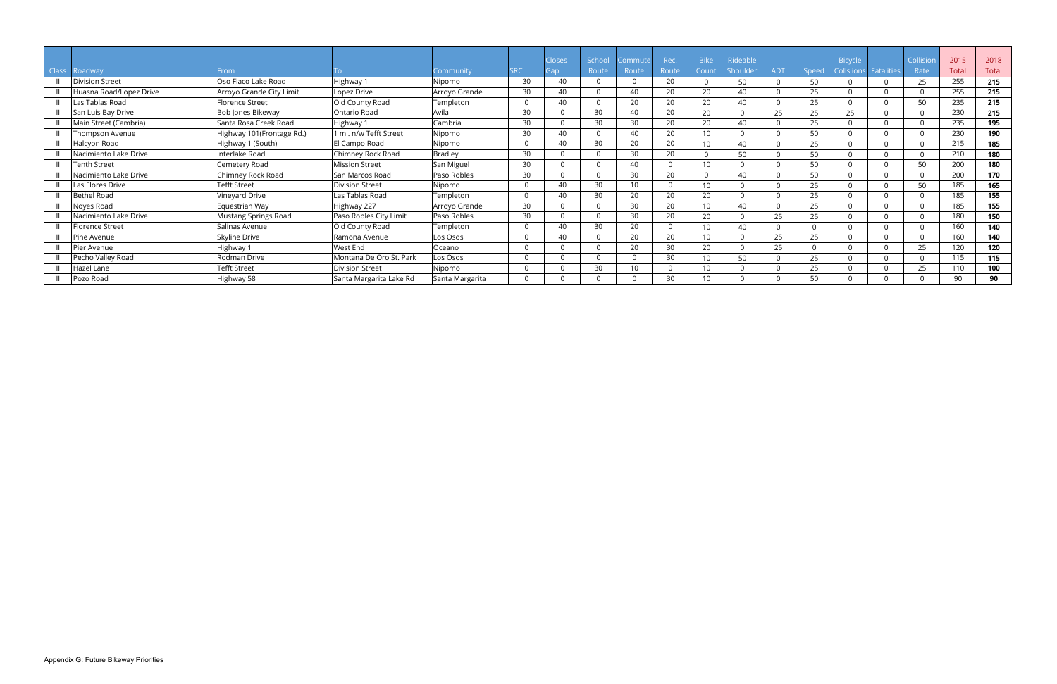| Class | Roadway | From | To | Community | SRC | Closes Gap | School Route | Commute Route | Rec. Route | Bike Count | Rideable Shoulder | ADT | Speed | Bicycle Collsiions | Fatalities | Collision Rate | 2015 Total | 2018 Total |
|---|---|---|---|---|---|---|---|---|---|---|---|---|---|---|---|---|---|---|
| II | Division Street | Oso Flaco Lake Road | Highway 1 | Nipomo | 30 | 40 | 0 | 0 | 20 | 0 | 50 | 0 | 50 | 0 | 0 | 25 | 255 | **215** |
| II | Huasna Road/Lopez Drive | Arroyo Grande City Limit | Lopez Drive | Arroyo Grande | 30 | 40 | 0 | 40 | 20 | 20 | 40 | 0 | 25 | 0 | 0 | 0 | 255 | **215** |
| II | Las Tablas Road | Florence Street | Old County Road | Templeton | 0 | 40 | 0 | 20 | 20 | 20 | 40 | 0 | 25 | 0 | 0 | 50 | 235 | **215** |
| II | San Luis Bay Drive | Bob Jones Bikeway | Ontario Road | Avila | 30 | 0 | 30 | 40 | 20 | 20 | 0 | 25 | 25 | 25 | 0 | 0 | 230 | **215** |
| II | Main Street (Cambria) | Santa Rosa Creek Road | Highway 1 | Cambria | 30 | 0 | 30 | 30 | 20 | 20 | 40 | 0 | 25 | 0 | 0 | 0 | 235 | **195** |
| II | Thompson Avenue | Highway 101(Frontage Rd.) | 1 mi. n/w Tefft Street | Nipomo | 30 | 40 | 0 | 40 | 20 | 10 | 0 | 0 | 50 | 0 | 0 | 0 | 230 | **190** |
| II | Halcyon Road | Highway 1 (South) | El Campo Road | Nipomo | 0 | 40 | 30 | 20 | 20 | 10 | 40 | 0 | 25 | 0 | 0 | 0 | 215 | **185** |
| II | Nacimiento Lake Drive | Interlake Road | Chimney Rock Road | Bradley | 30 | 0 | 0 | 30 | 20 | 0 | 50 | 0 | 50 | 0 | 0 | 0 | 210 | **180** |
| II | Tenth Street | Cemetery Road | Mission Street | San Miguel | 30 | 0 | 0 | 40 | 0 | 10 | 0 | 0 | 50 | 0 | 0 | 50 | 200 | **180** |
| II | Nacimiento Lake Drive | Chimney Rock Road | San Marcos Road | Paso Robles | 30 | 0 | 0 | 30 | 20 | 0 | 40 | 0 | 50 | 0 | 0 | 0 | 200 | **170** |
| II | Las Flores Drive | Tefft Street | Division Street | Nipomo | 0 | 40 | 30 | 10 | 0 | 10 | 0 | 0 | 25 | 0 | 0 | 50 | 185 | **165** |
| II | Bethel Road | Vineyard Drive | Las Tablas Road | Templeton | 0 | 40 | 30 | 20 | 20 | 20 | 0 | 0 | 25 | 0 | 0 | 0 | 185 | **155** |
| II | Noyes Road | Equestrian Way | Highway 227 | Arroyo Grande | 30 | 0 | 0 | 30 | 20 | 10 | 40 | 0 | 25 | 0 | 0 | 0 | 185 | **155** |
| II | Nacimiento Lake Drive | Mustang Springs Road | Paso Robles City Limit | Paso Robles | 30 | 0 | 0 | 30 | 20 | 20 | 0 | 25 | 25 | 0 | 0 | 0 | 180 | **150** |
| II | Florence Street | Salinas Avenue | Old County Road | Templeton | 0 | 40 | 30 | 20 | 0 | 10 | 40 | 0 | 0 | 0 | 0 | 0 | 160 | **140** |
| II | Pine Avenue | Skyline Drive | Ramona Avenue | Los Osos | 0 | 40 | 0 | 20 | 20 | 10 | 0 | 25 | 25 | 0 | 0 | 0 | 160 | **140** |
| II | Pier Avenue | Highway 1 | West End | Oceano | 0 | 0 | 0 | 20 | 30 | 20 | 0 | 25 | 0 | 0 | 0 | 25 | 120 | **120** |
| II | Pecho Valley Road | Rodman Drive | Montana De Oro St. Park | Los Osos | 0 | 0 | 0 | 0 | 30 | 10 | 50 | 0 | 25 | 0 | 0 | 0 | 115 | **115** |
| II | Hazel Lane | Tefft Street | Division Street | Nipomo | 0 | 0 | 30 | 10 | 0 | 10 | 0 | 0 | 25 | 0 | 0 | 25 | 110 | **100** |
| II | Pozo Road | Highway 58 | Santa Margarita Lake Rd | Santa Margarita | 0 | 0 | 0 | 0 | 30 | 10 | 0 | 0 | 50 | 0 | 0 | 0 | 90 | **90** |

Appendix G: Future Bikeway Priorities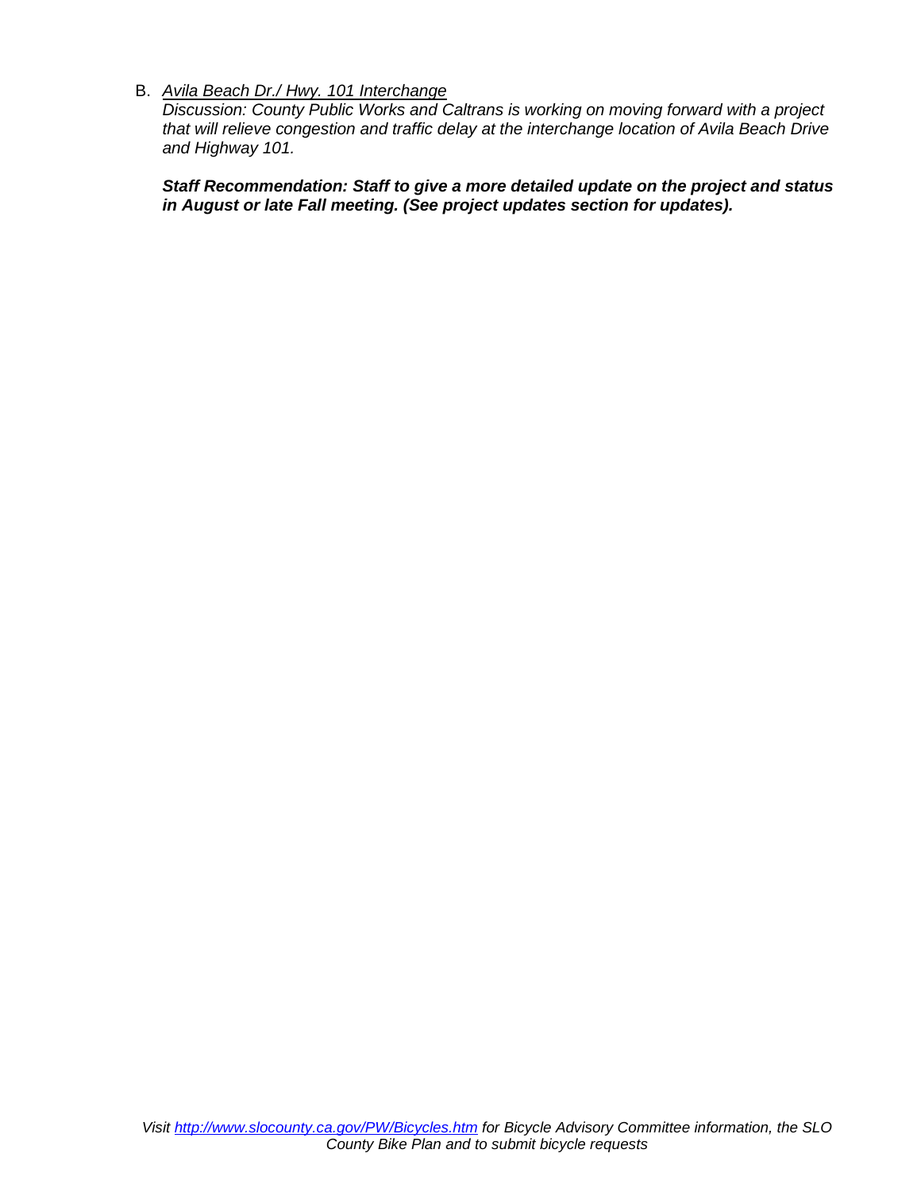B. *Avila Beach Dr./ Hwy. 101 Interchange*
*Discussion: County Public Works and Caltrans is working on moving forward with a project that will relieve congestion and traffic delay at the interchange location of Avila Beach Drive and Highway 101.*

***Staff Recommendation: Staff to give a more detailed update on the project and status in August or late Fall meeting. (See project updates section for updates).***

*Visit http://www.slocounty.ca.gov/PW/Bicycles.htm for Bicycle Advisory Committee information, the SLO County Bike Plan and to submit bicycle requests*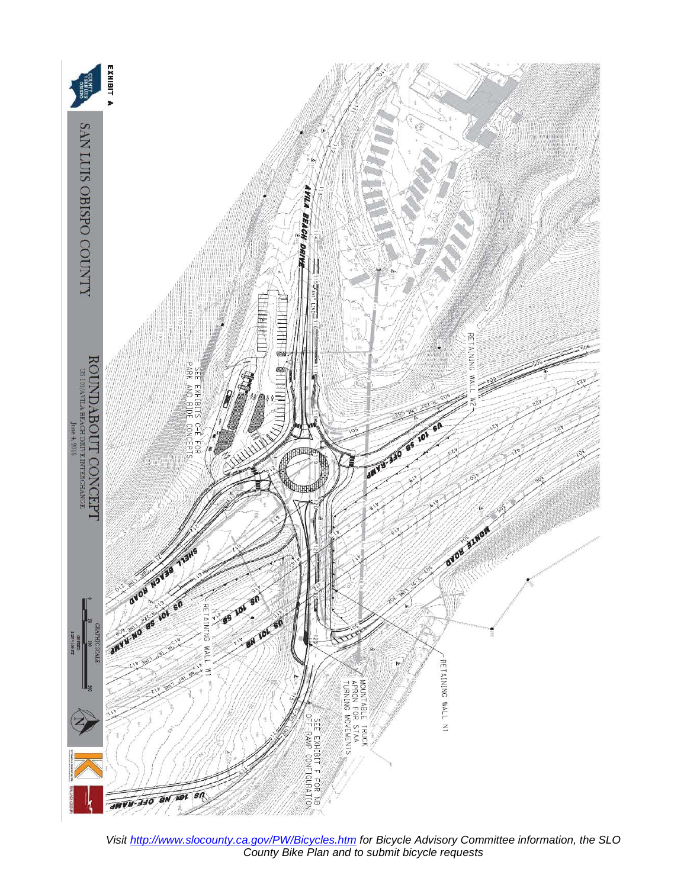EXHIBIT A

# SAN LUIS OBISPO COUNTY

## ROUNDABOUT CONCEPT

US 101/AVILA BEACH DRIVE INTERCHANGE

June 4, 2018

AVILA BEACH DRIVE

US 101 SB OFF-RAMP

ONTRE ROAD

SHELL BEACH ROAD

US 101 SB ON-RAMP

US 101 SB

US 101 NB

US 101 NB OFF-RAMP

RETAINING WALL W2

RETAINING WALL W1

RETAINING WALL N1

SEE EXHIBITS C-E FOR PARK AND RIDE CONCEPTS

MOUNTABLE TRUCK APRON FOR STAA TURNING MOVEMENTS

SEE EXHIBIT F FOR NB OFF-RAMP CONFIGURATION

GRAPHIC SCALE

*Visit http://www.slocounty.ca.gov/PW/Bicycles.htm for Bicycle Advisory Committee information, the SLO County Bike Plan and to submit bicycle requests*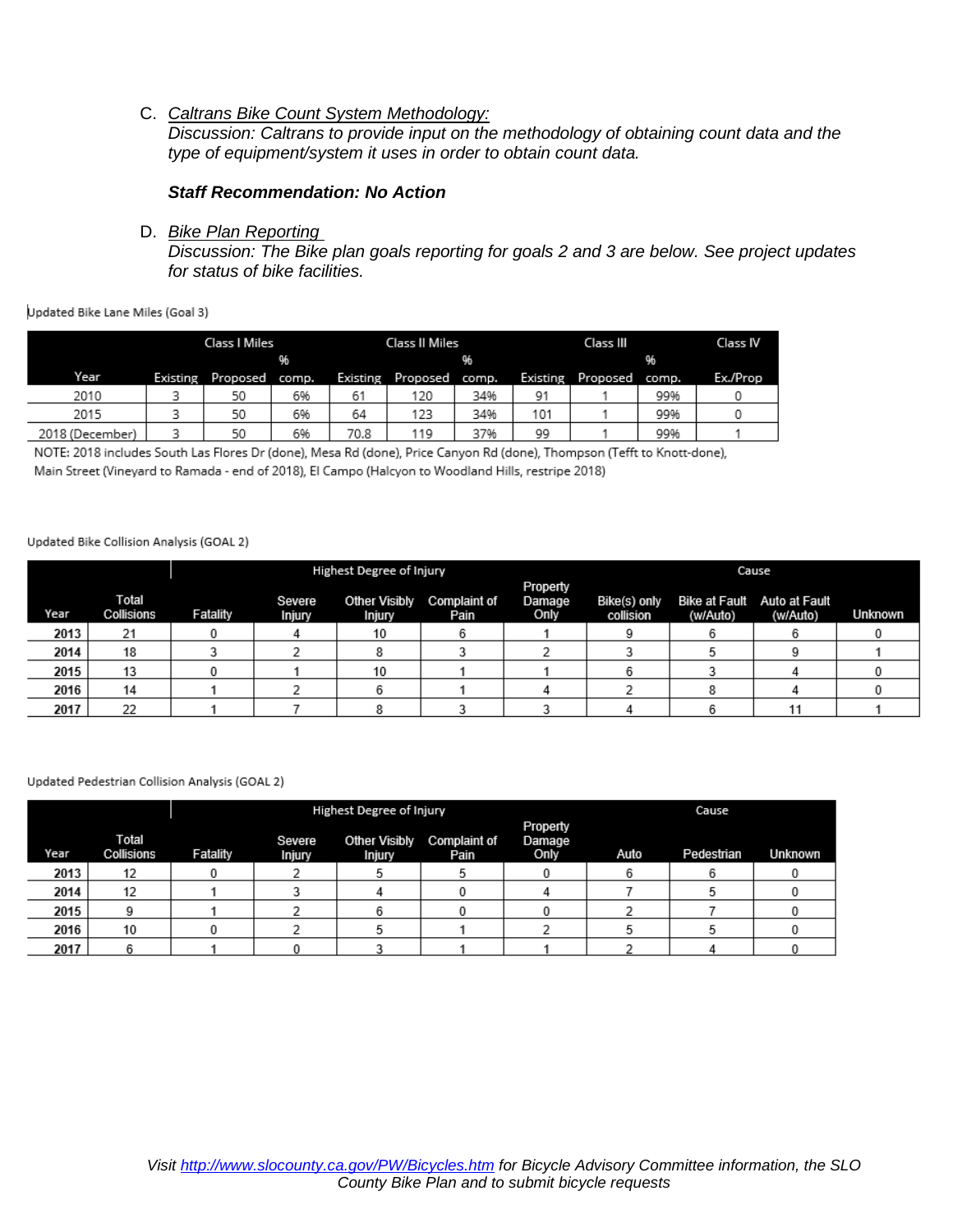C. *Caltrans Bike Count System Methodology:*
*Discussion: Caltrans to provide input on the methodology of obtaining count data and the type of equipment/system it uses in order to obtain count data.*

***Staff Recommendation: No Action***

D. *Bike Plan Reporting*
*Discussion: The Bike plan goals reporting for goals 2 and 3 are below. See project updates for status of bike facilities.*

Updated Bike Lane Miles (Goal 3)

| | Class I Miles | | | Class II Miles | | | Class III | | | Class IV |
|---|---|---|---|---|---|---|---|---|---|---|
| Year | Existing | Proposed | % comp. | Existing | Proposed | % comp. | Existing | Proposed | % comp. | Ex./Prop |
| 2010 | 3 | 50 | 6% | 61 | 120 | 34% | 91 | 1 | 99% | 0 |
| 2015 | 3 | 50 | 6% | 64 | 123 | 34% | 101 | 1 | 99% | 0 |
| 2018 (December) | 3 | 50 | 6% | 70.8 | 119 | 37% | 99 | 1 | 99% | 1 |

NOTE: 2018 includes South Las Flores Dr (done), Mesa Rd (done), Price Canyon Rd (done), Thompson (Tefft to Knott-done), Main Street (Vineyard to Ramada - end of 2018), El Campo (Halcyon to Woodland Hills, restripe 2018)

Updated Bike Collision Analysis (GOAL 2)

| | | Highest Degree of Injury | | | | | Cause | | | |
|---|---|---|---|---|---|---|---|---|---|---|
| Year | Total Collisions | Fatality | Severe Injury | Other Visibly Injury | Complaint of Pain | Property Damage Only | Bike(s) only collision | Bike at Fault (w/Auto) | Auto at Fault (w/Auto) | Unknown |
| 2013 | 21 | 0 | 4 | 10 | 6 | 1 | 9 | 6 | 6 | 0 |
| 2014 | 18 | 3 | 2 | 8 | 3 | 2 | 3 | 5 | 9 | 1 |
| 2015 | 13 | 0 | 1 | 10 | 1 | 1 | 6 | 3 | 4 | 0 |
| 2016 | 14 | 1 | 2 | 6 | 1 | 4 | 2 | 8 | 4 | 0 |
| 2017 | 22 | 1 | 7 | 8 | 3 | 3 | 4 | 6 | 11 | 1 |

Updated Pedestrian Collision Analysis (GOAL 2)

| | | Highest Degree of Injury | | | | | Cause | | |
|---|---|---|---|---|---|---|---|---|---|
| Year | Total Collisions | Fatality | Severe Injury | Other Visibly Injury | Complaint of Pain | Property Damage Only | Auto | Pedestrian | Unknown |
| 2013 | 12 | 0 | 2 | 5 | 5 | 0 | 6 | 6 | 0 |
| 2014 | 12 | 1 | 3 | 4 | 0 | 4 | 7 | 5 | 0 |
| 2015 | 9 | 1 | 2 | 6 | 0 | 0 | 2 | 7 | 0 |
| 2016 | 10 | 0 | 2 | 5 | 1 | 2 | 5 | 5 | 0 |
| 2017 | 6 | 1 | 0 | 3 | 1 | 1 | 2 | 4 | 0 |

*Visit [http://www.slocounty.ca.gov/PW/Bicycles.htm](http://www.slocounty.ca.gov/PW/Bicycles.htm) for Bicycle Advisory Committee information, the SLO County Bike Plan and to submit bicycle requests*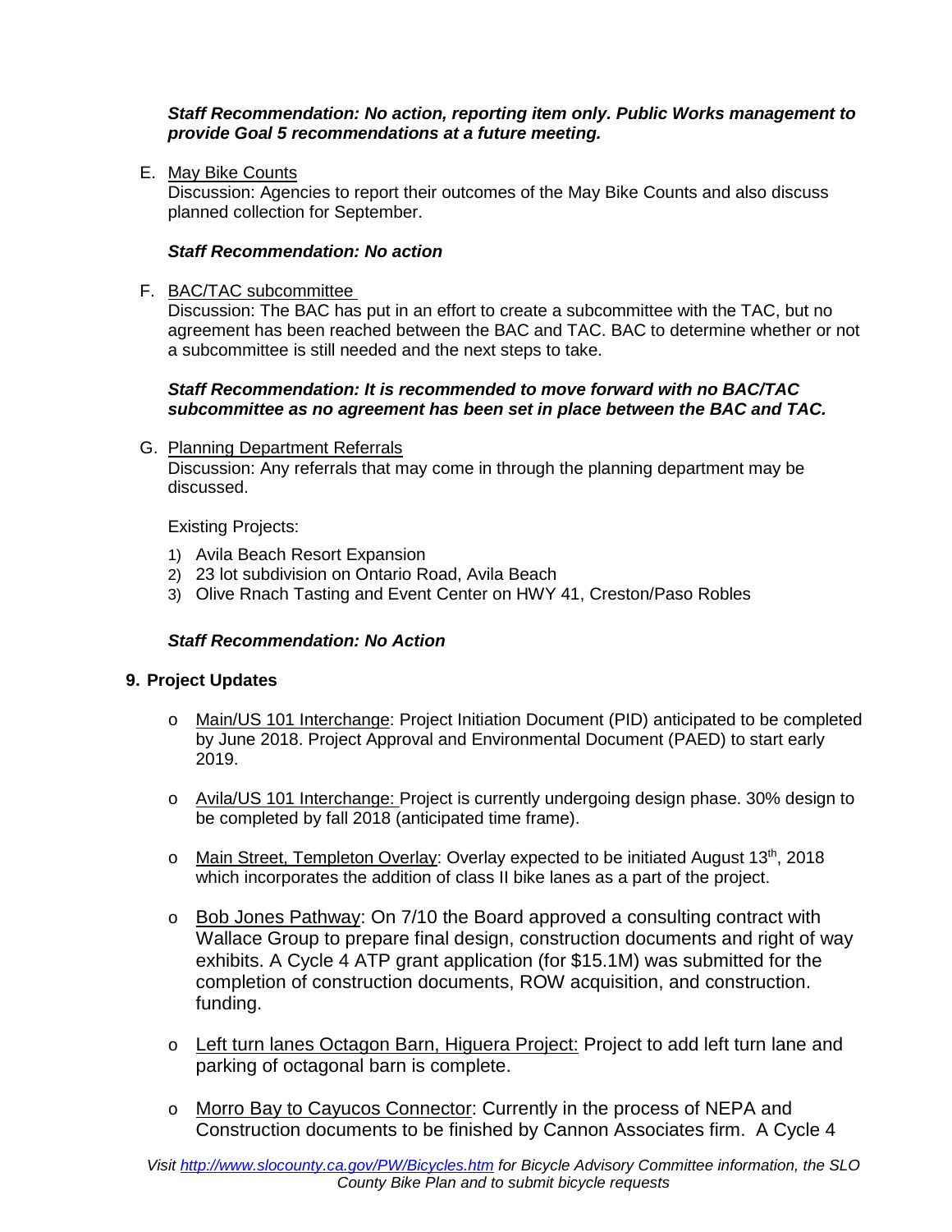***Staff Recommendation: No action, reporting item only. Public Works management to provide Goal 5 recommendations at a future meeting.***

E. May Bike Counts

Discussion: Agencies to report their outcomes of the May Bike Counts and also discuss planned collection for September.

***Staff Recommendation: No action***

F. BAC/TAC subcommittee

Discussion: The BAC has put in an effort to create a subcommittee with the TAC, but no agreement has been reached between the BAC and TAC. BAC to determine whether or not a subcommittee is still needed and the next steps to take.

***Staff Recommendation: It is recommended to move forward with no BAC/TAC subcommittee as no agreement has been set in place between the BAC and TAC.***

G. Planning Department Referrals

Discussion: Any referrals that may come in through the planning department may be discussed.

Existing Projects:

1) Avila Beach Resort Expansion
2) 23 lot subdivision on Ontario Road, Avila Beach
3) Olive Rnach Tasting and Event Center on HWY 41, Creston/Paso Robles

***Staff Recommendation: No Action***

**9. Project Updates**

- Main/US 101 Interchange: Project Initiation Document (PID) anticipated to be completed by June 2018. Project Approval and Environmental Document (PAED) to start early 2019.

- Avila/US 101 Interchange: Project is currently undergoing design phase. 30% design to be completed by fall 2018 (anticipated time frame).

- Main Street, Templeton Overlay: Overlay expected to be initiated August 13th, 2018 which incorporates the addition of class II bike lanes as a part of the project.

- Bob Jones Pathway: On 7/10 the Board approved a consulting contract with Wallace Group to prepare final design, construction documents and right of way exhibits. A Cycle 4 ATP grant application (for $15.1M) was submitted for the completion of construction documents, ROW acquisition, and construction. funding.

- Left turn lanes Octagon Barn, Higuera Project: Project to add left turn lane and parking of octagonal barn is complete.

- Morro Bay to Cayucos Connector: Currently in the process of NEPA and Construction documents to be finished by Cannon Associates firm. A Cycle 4

*Visit http://www.slocounty.ca.gov/PW/Bicycles.htm for Bicycle Advisory Committee information, the SLO County Bike Plan and to submit bicycle requests*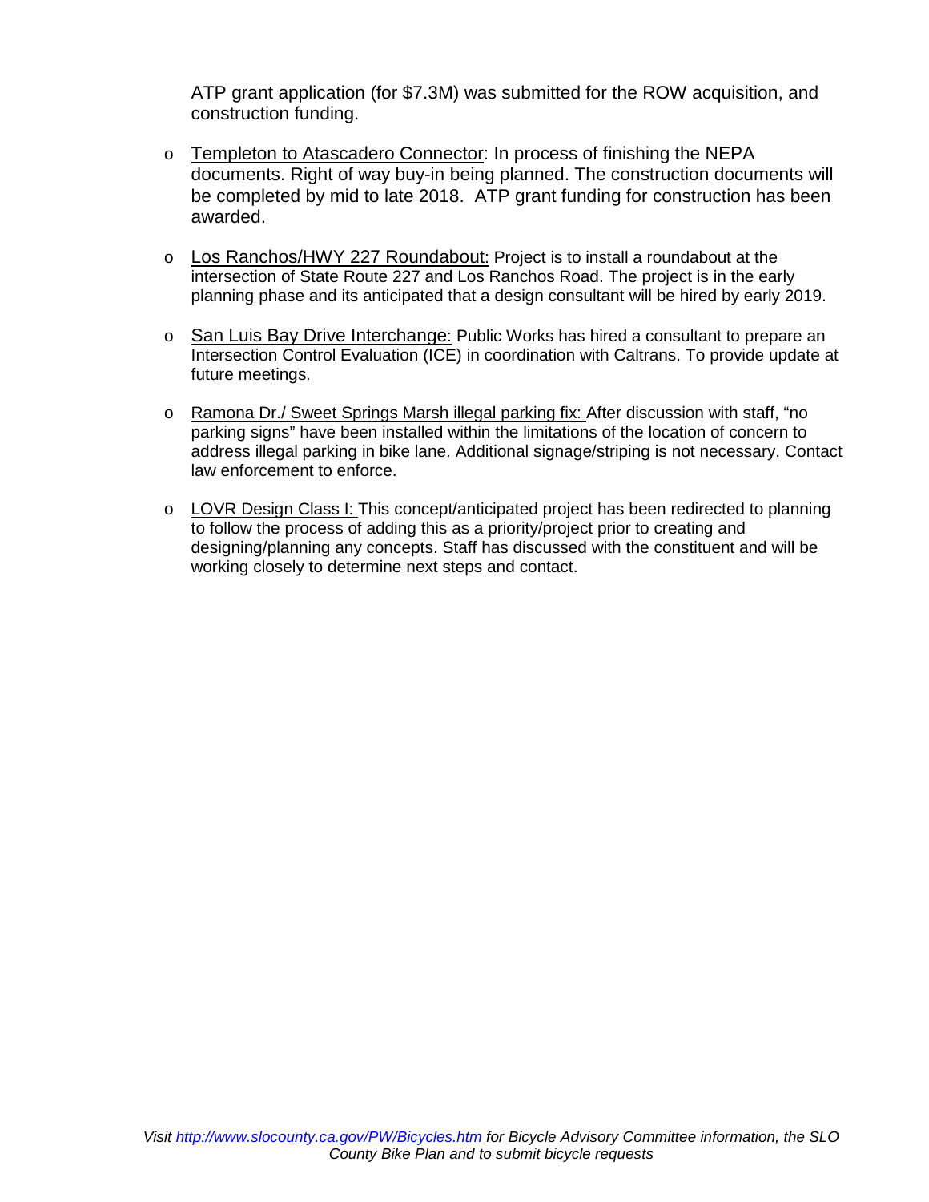ATP grant application (for $7.3M) was submitted for the ROW acquisition, and construction funding.

- Templeton to Atascadero Connector: In process of finishing the NEPA documents. Right of way buy-in being planned. The construction documents will be completed by mid to late 2018. ATP grant funding for construction has been awarded.

- Los Ranchos/HWY 227 Roundabout: Project is to install a roundabout at the intersection of State Route 227 and Los Ranchos Road. The project is in the early planning phase and its anticipated that a design consultant will be hired by early 2019.

- San Luis Bay Drive Interchange: Public Works has hired a consultant to prepare an Intersection Control Evaluation (ICE) in coordination with Caltrans. To provide update at future meetings.

- Ramona Dr./ Sweet Springs Marsh illegal parking fix: After discussion with staff, "no parking signs" have been installed within the limitations of the location of concern to address illegal parking in bike lane. Additional signage/striping is not necessary. Contact law enforcement to enforce.

- LOVR Design Class I: This concept/anticipated project has been redirected to planning to follow the process of adding this as a priority/project prior to creating and designing/planning any concepts. Staff has discussed with the constituent and will be working closely to determine next steps and contact.

*Visit http://www.slocounty.ca.gov/PW/Bicycles.htm for Bicycle Advisory Committee information, the SLO County Bike Plan and to submit bicycle requests*